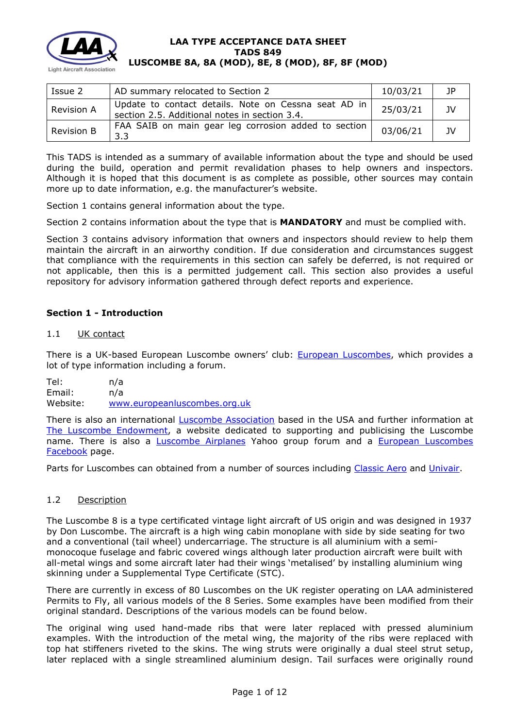# LAA TYPE ACCEPTANCE DATA SHEET
# TADS 849
# LUSCOMBE 8A, 8A (MOD), 8E, 8 (MOD), 8F, 8F (MOD)

| Issue 2 | AD summary relocated to Section 2 | 10/03/21 | JP |
|---|---|---|---|
| Revision A | Update to contact details. Note on Cessna seat AD in section 2.5. Additional notes in section 3.4. | 25/03/21 | JV |
| Revision B | FAA SAIB on main gear leg corrosion added to section 3.3 | 03/06/21 | JV |

This TADS is intended as a summary of available information about the type and should be used during the build, operation and permit revalidation phases to help owners and inspectors. Although it is hoped that this document is as complete as possible, other sources may contain more up to date information, e.g. the manufacturer's website.

Section 1 contains general information about the type.

Section 2 contains information about the type that is **MANDATORY** and must be complied with.

Section 3 contains advisory information that owners and inspectors should review to help them maintain the aircraft in an airworthy condition. If due consideration and circumstances suggest that compliance with the requirements in this section can safely be deferred, is not required or not applicable, then this is a permitted judgement call. This section also provides a useful repository for advisory information gathered through defect reports and experience.

## Section 1 - Introduction

### 1.1 UK contact

There is a UK-based European Luscombe owners' club: European Luscombes, which provides a lot of type information including a forum.

Tel: n/a
Email: n/a
Website: www.europeanluscombes.org.uk

There is also an international Luscombe Association based in the USA and further information at The Luscombe Endowment, a website dedicated to supporting and publicising the Luscombe name. There is also a Luscombe Airplanes Yahoo group forum and a European Luscombes Facebook page.

Parts for Luscombes can obtained from a number of sources including Classic Aero and Univair.

### 1.2 Description

The Luscombe 8 is a type certificated vintage light aircraft of US origin and was designed in 1937 by Don Luscombe. The aircraft is a high wing cabin monoplane with side by side seating for two and a conventional (tail wheel) undercarriage. The structure is all aluminium with a semi-monocoque fuselage and fabric covered wings although later production aircraft were built with all-metal wings and some aircraft later had their wings 'metalised' by installing aluminium wing skinning under a Supplemental Type Certificate (STC).

There are currently in excess of 80 Luscombes on the UK register operating on LAA administered Permits to Fly, all various models of the 8 Series. Some examples have been modified from their original standard. Descriptions of the various models can be found below.

The original wing used hand-made ribs that were later replaced with pressed aluminium examples. With the introduction of the metal wing, the majority of the ribs were replaced with top hat stiffeners riveted to the skins. The wing struts were originally a dual steel strut setup, later replaced with a single streamlined aluminium design. Tail surfaces were originally round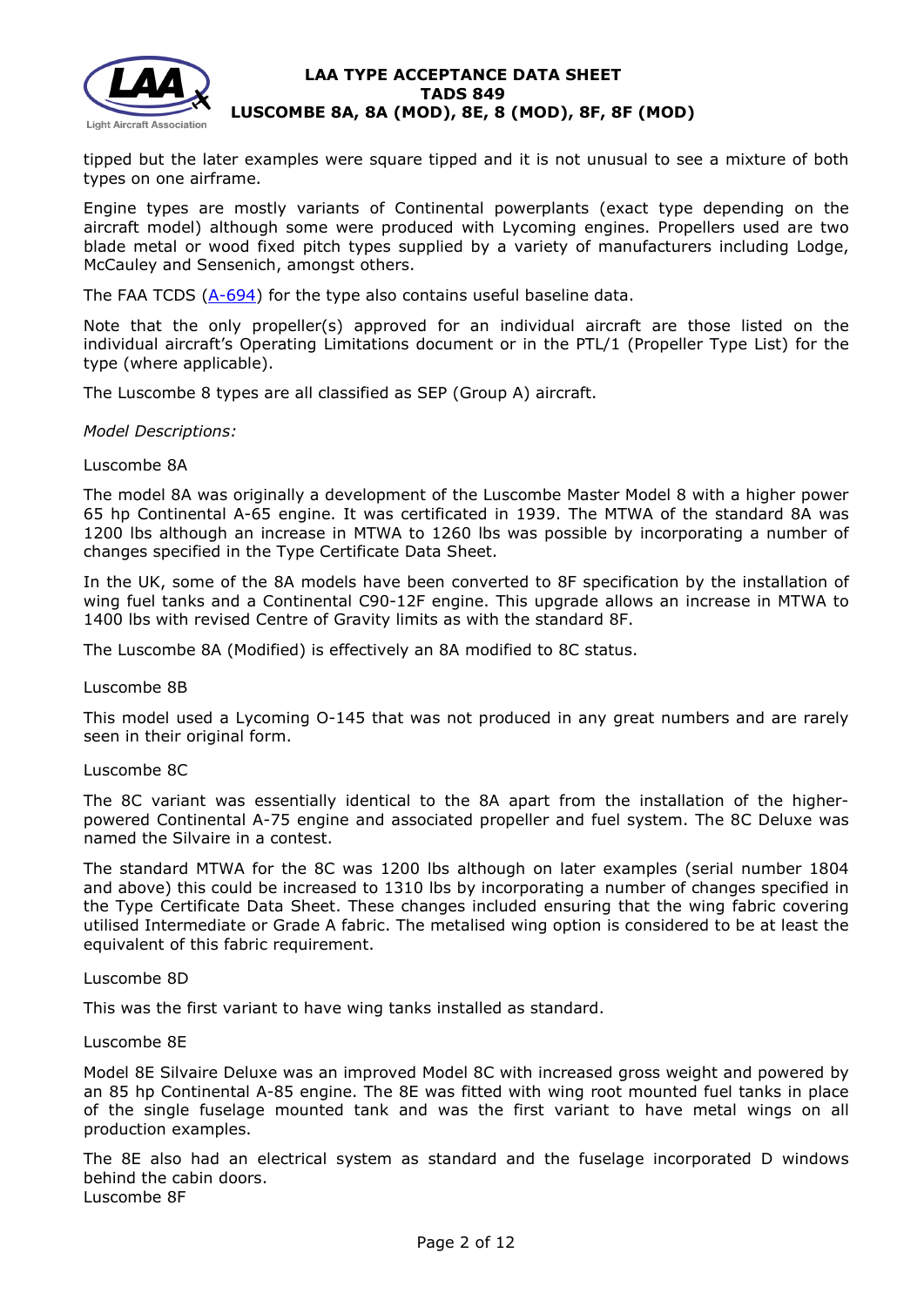tipped but the later examples were square tipped and it is not unusual to see a mixture of both types on one airframe.

Engine types are mostly variants of Continental powerplants (exact type depending on the aircraft model) although some were produced with Lycoming engines. Propellers used are two blade metal or wood fixed pitch types supplied by a variety of manufacturers including Lodge, McCauley and Sensenich, amongst others.

The FAA TCDS (A-694) for the type also contains useful baseline data.

Note that the only propeller(s) approved for an individual aircraft are those listed on the individual aircraft's Operating Limitations document or in the PTL/1 (Propeller Type List) for the type (where applicable).

The Luscombe 8 types are all classified as SEP (Group A) aircraft.

*Model Descriptions:*

Luscombe 8A

The model 8A was originally a development of the Luscombe Master Model 8 with a higher power 65 hp Continental A-65 engine. It was certificated in 1939. The MTWA of the standard 8A was 1200 lbs although an increase in MTWA to 1260 lbs was possible by incorporating a number of changes specified in the Type Certificate Data Sheet.

In the UK, some of the 8A models have been converted to 8F specification by the installation of wing fuel tanks and a Continental C90-12F engine. This upgrade allows an increase in MTWA to 1400 lbs with revised Centre of Gravity limits as with the standard 8F.

The Luscombe 8A (Modified) is effectively an 8A modified to 8C status.

Luscombe 8B

This model used a Lycoming O-145 that was not produced in any great numbers and are rarely seen in their original form.

Luscombe 8C

The 8C variant was essentially identical to the 8A apart from the installation of the higher-powered Continental A-75 engine and associated propeller and fuel system. The 8C Deluxe was named the Silvaire in a contest.

The standard MTWA for the 8C was 1200 lbs although on later examples (serial number 1804 and above) this could be increased to 1310 lbs by incorporating a number of changes specified in the Type Certificate Data Sheet. These changes included ensuring that the wing fabric covering utilised Intermediate or Grade A fabric. The metalised wing option is considered to be at least the equivalent of this fabric requirement.

Luscombe 8D

This was the first variant to have wing tanks installed as standard.

Luscombe 8E

Model 8E Silvaire Deluxe was an improved Model 8C with increased gross weight and powered by an 85 hp Continental A-85 engine. The 8E was fitted with wing root mounted fuel tanks in place of the single fuselage mounted tank and was the first variant to have metal wings on all production examples.

The 8E also had an electrical system as standard and the fuselage incorporated D windows behind the cabin doors.

Luscombe 8F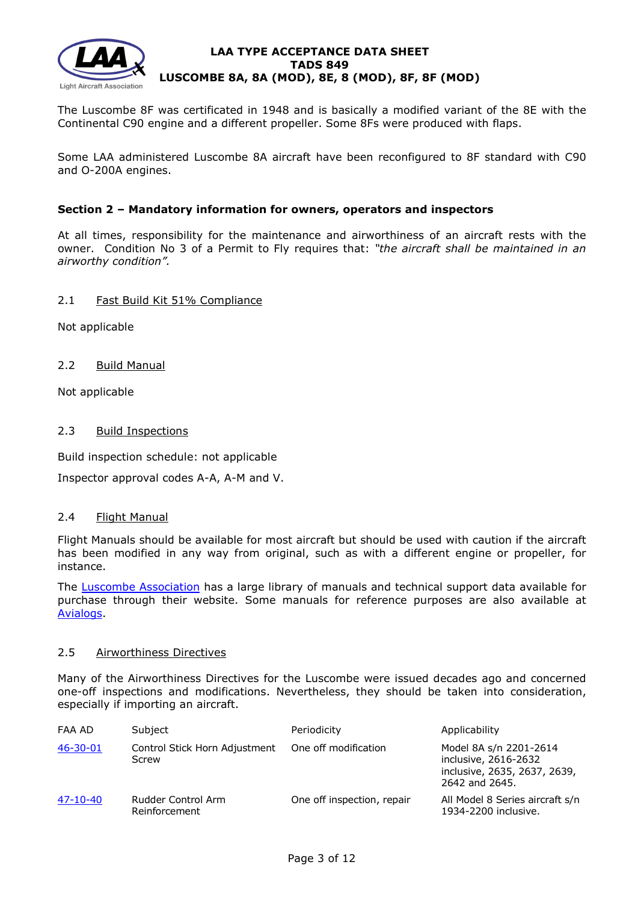The Luscombe 8F was certificated in 1948 and is basically a modified variant of the 8E with the Continental C90 engine and a different propeller. Some 8Fs were produced with flaps.

Some LAA administered Luscombe 8A aircraft have been reconfigured to 8F standard with C90 and O-200A engines.

## Section 2 – Mandatory information for owners, operators and inspectors

At all times, responsibility for the maintenance and airworthiness of an aircraft rests with the owner. Condition No 3 of a Permit to Fly requires that: *"the aircraft shall be maintained in an airworthy condition".*

### 2.1 Fast Build Kit 51% Compliance

Not applicable

### 2.2 Build Manual

Not applicable

### 2.3 Build Inspections

Build inspection schedule: not applicable

Inspector approval codes A-A, A-M and V.

### 2.4 Flight Manual

Flight Manuals should be available for most aircraft but should be used with caution if the aircraft has been modified in any way from original, such as with a different engine or propeller, for instance.

The Luscombe Association has a large library of manuals and technical support data available for purchase through their website. Some manuals for reference purposes are also available at Avialogs.

### 2.5 Airworthiness Directives

Many of the Airworthiness Directives for the Luscombe were issued decades ago and concerned one-off inspections and modifications. Nevertheless, they should be taken into consideration, especially if importing an aircraft.

| FAA AD | Subject | Periodicity | Applicability |
|---|---|---|---|
| 46-30-01 | Control Stick Horn Adjustment Screw | One off modification | Model 8A s/n 2201-2614 inclusive, 2616-2632 inclusive, 2635, 2637, 2639, 2642 and 2645. |
| 47-10-40 | Rudder Control Arm Reinforcement | One off inspection, repair | All Model 8 Series aircraft s/n 1934-2200 inclusive. |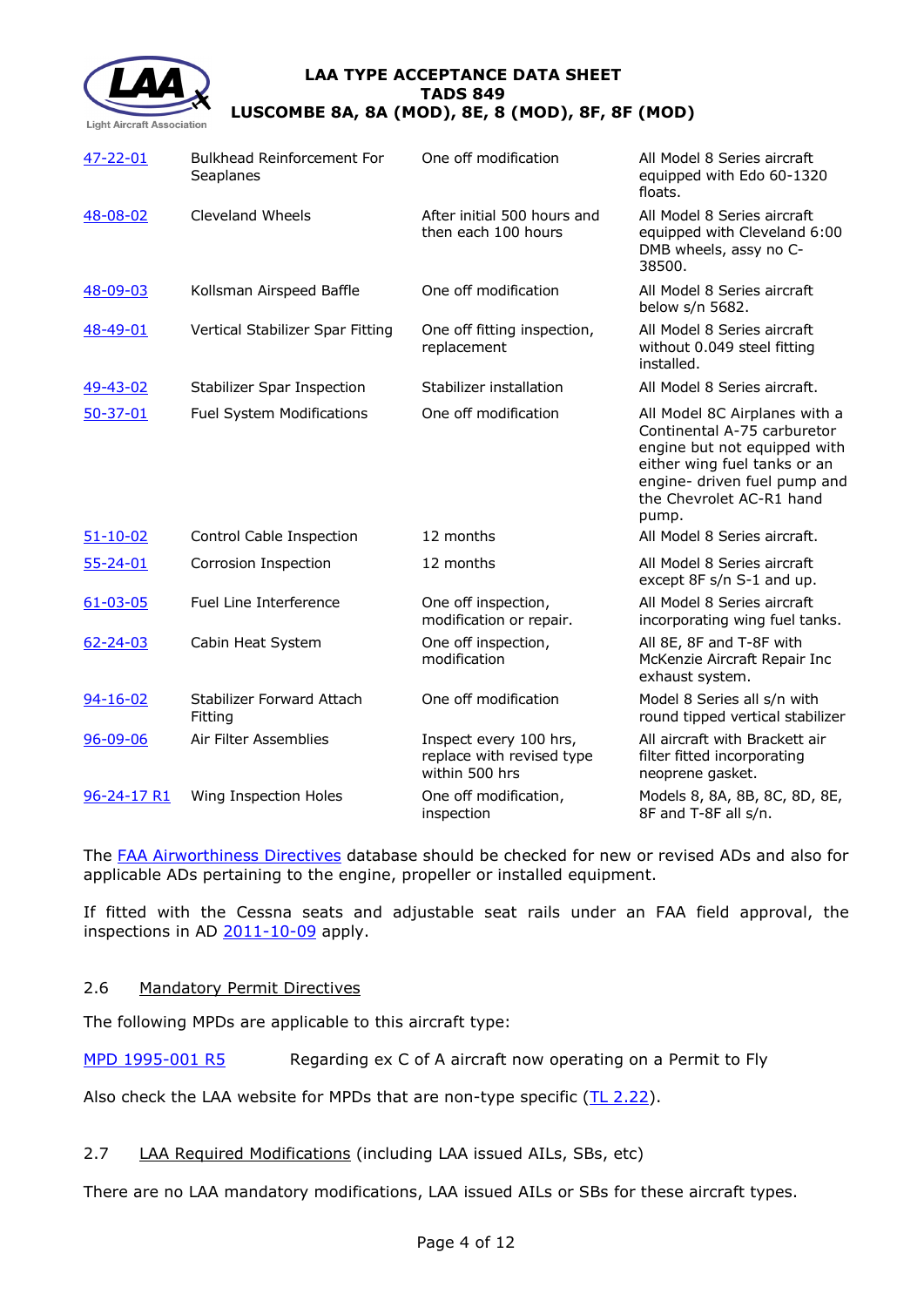| | | | |
|---|---|---|---|
| 47-22-01 | Bulkhead Reinforcement For Seaplanes | One off modification | All Model 8 Series aircraft equipped with Edo 60-1320 floats. |
| 48-08-02 | Cleveland Wheels | After initial 500 hours and then each 100 hours | All Model 8 Series aircraft equipped with Cleveland 6:00 DMB wheels, assy no C-38500. |
| 48-09-03 | Kollsman Airspeed Baffle | One off modification | All Model 8 Series aircraft below s/n 5682. |
| 48-49-01 | Vertical Stabilizer Spar Fitting | One off fitting inspection, replacement | All Model 8 Series aircraft without 0.049 steel fitting installed. |
| 49-43-02 | Stabilizer Spar Inspection | Stabilizer installation | All Model 8 Series aircraft. |
| 50-37-01 | Fuel System Modifications | One off modification | All Model 8C Airplanes with a Continental A-75 carburetor engine but not equipped with either wing fuel tanks or an engine- driven fuel pump and the Chevrolet AC-R1 hand pump. |
| 51-10-02 | Control Cable Inspection | 12 months | All Model 8 Series aircraft. |
| 55-24-01 | Corrosion Inspection | 12 months | All Model 8 Series aircraft except 8F s/n S-1 and up. |
| 61-03-05 | Fuel Line Interference | One off inspection, modification or repair. | All Model 8 Series aircraft incorporating wing fuel tanks. |
| 62-24-03 | Cabin Heat System | One off inspection, modification | All 8E, 8F and T-8F with McKenzie Aircraft Repair Inc exhaust system. |
| 94-16-02 | Stabilizer Forward Attach Fitting | One off modification | Model 8 Series all s/n with round tipped vertical stabilizer |
| 96-09-06 | Air Filter Assemblies | Inspect every 100 hrs, replace with revised type within 500 hrs | All aircraft with Brackett air filter fitted incorporating neoprene gasket. |
| 96-24-17 R1 | Wing Inspection Holes | One off modification, inspection | Models 8, 8A, 8B, 8C, 8D, 8E, 8F and T-8F all s/n. |

The FAA Airworthiness Directives database should be checked for new or revised ADs and also for applicable ADs pertaining to the engine, propeller or installed equipment.

If fitted with the Cessna seats and adjustable seat rails under an FAA field approval, the inspections in AD 2011-10-09 apply.

## 2.6 Mandatory Permit Directives

The following MPDs are applicable to this aircraft type:

MPD 1995-001 R5 Regarding ex C of A aircraft now operating on a Permit to Fly

Also check the LAA website for MPDs that are non-type specific (TL 2.22).

## 2.7 LAA Required Modifications (including LAA issued AILs, SBs, etc)

There are no LAA mandatory modifications, LAA issued AILs or SBs for these aircraft types.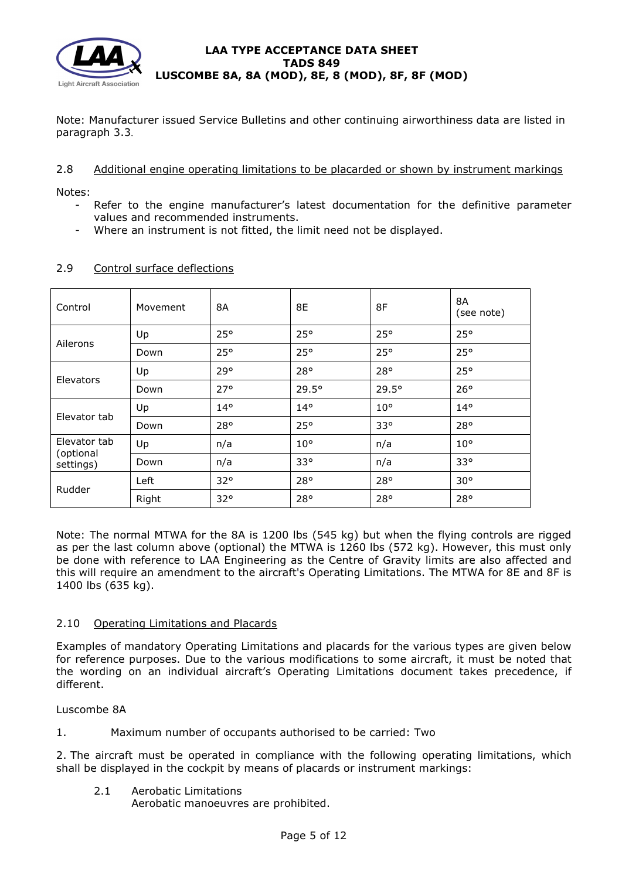Note: Manufacturer issued Service Bulletins and other continuing airworthiness data are listed in paragraph 3.3.

## 2.8 Additional engine operating limitations to be placarded or shown by instrument markings

Notes:

- Refer to the engine manufacturer's latest documentation for the definitive parameter values and recommended instruments.
- Where an instrument is not fitted, the limit need not be displayed.

## 2.9 Control surface deflections

| Control | Movement | 8A | 8E | 8F | 8A (see note) |
|---|---|---|---|---|---|
| Ailerons | Up | 25° | 25° | 25° | 25° |
| | Down | 25° | 25° | 25° | 25° |
| Elevators | Up | 29° | 28° | 28° | 25° |
| | Down | 27° | 29.5° | 29.5° | 26° |
| Elevator tab | Up | 14° | 14° | 10° | 14° |
| | Down | 28° | 25° | 33° | 28° |
| Elevator tab (optional settings) | Up | n/a | 10° | n/a | 10° |
| | Down | n/a | 33° | n/a | 33° |
| Rudder | Left | 32° | 28° | 28° | 30° |
| | Right | 32° | 28° | 28° | 28° |

Note: The normal MTWA for the 8A is 1200 lbs (545 kg) but when the flying controls are rigged as per the last column above (optional) the MTWA is 1260 lbs (572 kg). However, this must only be done with reference to LAA Engineering as the Centre of Gravity limits are also affected and this will require an amendment to the aircraft's Operating Limitations. The MTWA for 8E and 8F is 1400 lbs (635 kg).

## 2.10 Operating Limitations and Placards

Examples of mandatory Operating Limitations and placards for the various types are given below for reference purposes. Due to the various modifications to some aircraft, it must be noted that the wording on an individual aircraft's Operating Limitations document takes precedence, if different.

Luscombe 8A

1. Maximum number of occupants authorised to be carried: Two

2. The aircraft must be operated in compliance with the following operating limitations, which shall be displayed in the cockpit by means of placards or instrument markings:

   2.1 Aerobatic Limitations
   Aerobatic manoeuvres are prohibited.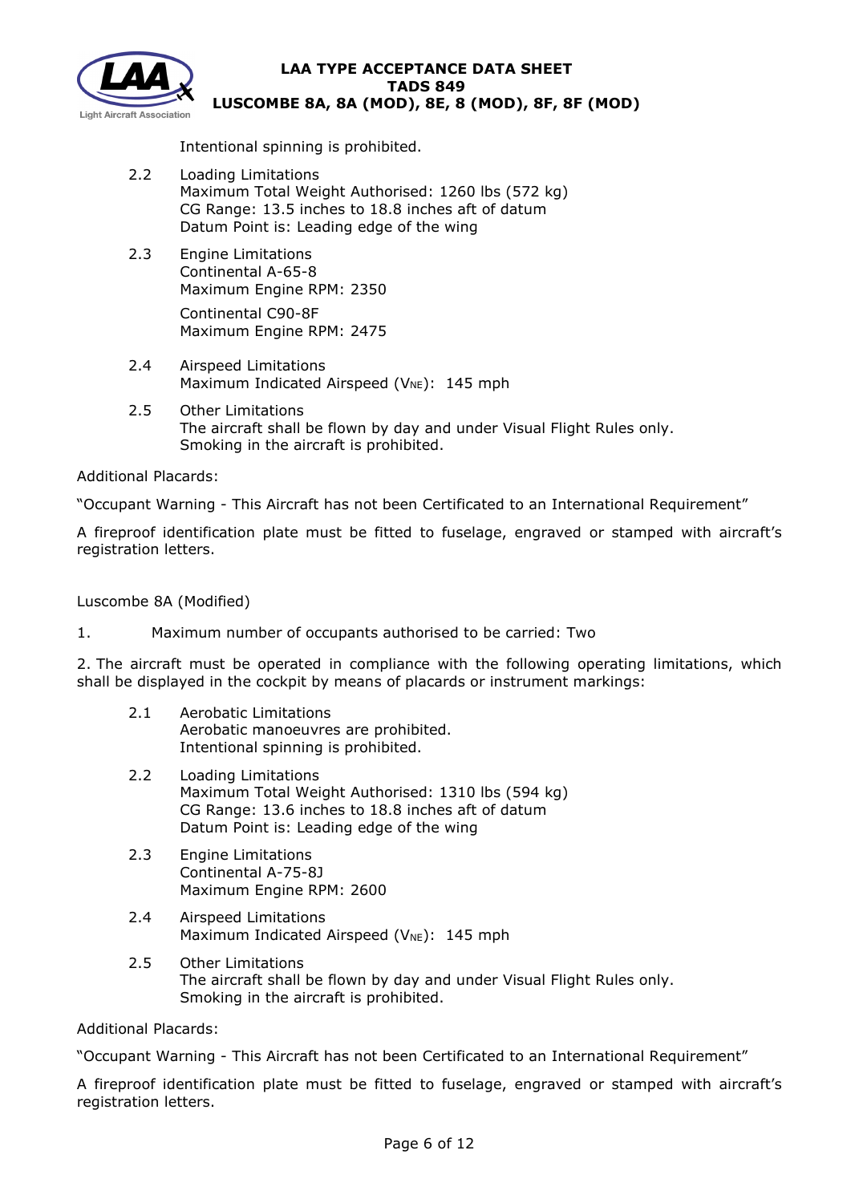Intentional spinning is prohibited.

2.2 Loading Limitations
Maximum Total Weight Authorised: 1260 lbs (572 kg)
CG Range: 13.5 inches to 18.8 inches aft of datum
Datum Point is: Leading edge of the wing

2.3 Engine Limitations
Continental A-65-8
Maximum Engine RPM: 2350

Continental C90-8F
Maximum Engine RPM: 2475

2.4 Airspeed Limitations
Maximum Indicated Airspeed ($V_{NE}$): 145 mph

2.5 Other Limitations
The aircraft shall be flown by day and under Visual Flight Rules only.
Smoking in the aircraft is prohibited.

Additional Placards:

"Occupant Warning - This Aircraft has not been Certificated to an International Requirement"

A fireproof identification plate must be fitted to fuselage, engraved or stamped with aircraft's registration letters.

Luscombe 8A (Modified)

1. Maximum number of occupants authorised to be carried: Two

2. The aircraft must be operated in compliance with the following operating limitations, which shall be displayed in the cockpit by means of placards or instrument markings:

2.1 Aerobatic Limitations
Aerobatic manoeuvres are prohibited.
Intentional spinning is prohibited.

2.2 Loading Limitations
Maximum Total Weight Authorised: 1310 lbs (594 kg)
CG Range: 13.6 inches to 18.8 inches aft of datum
Datum Point is: Leading edge of the wing

2.3 Engine Limitations
Continental A-75-8J
Maximum Engine RPM: 2600

2.4 Airspeed Limitations
Maximum Indicated Airspeed ($V_{NE}$): 145 mph

2.5 Other Limitations
The aircraft shall be flown by day and under Visual Flight Rules only.
Smoking in the aircraft is prohibited.

Additional Placards:

"Occupant Warning - This Aircraft has not been Certificated to an International Requirement"

A fireproof identification plate must be fitted to fuselage, engraved or stamped with aircraft's registration letters.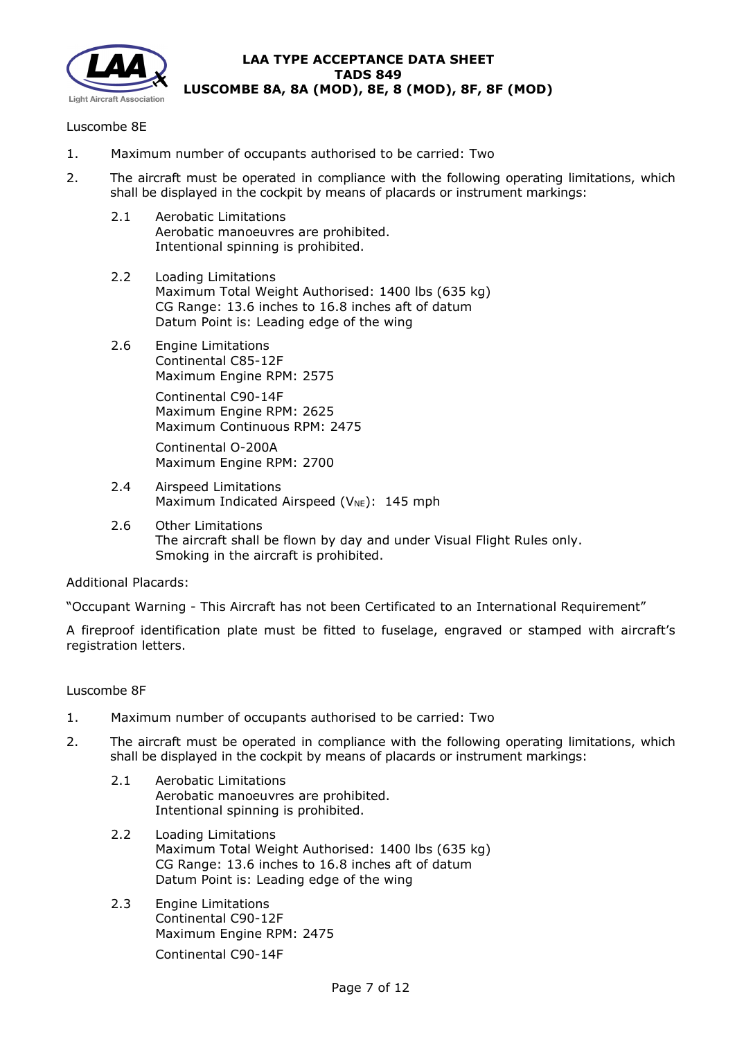Luscombe 8E

1. Maximum number of occupants authorised to be carried: Two
2. The aircraft must be operated in compliance with the following operating limitations, which shall be displayed in the cockpit by means of placards or instrument markings:

   2.1 Aerobatic Limitations
   Aerobatic manoeuvres are prohibited.
   Intentional spinning is prohibited.

   2.2 Loading Limitations
   Maximum Total Weight Authorised: 1400 lbs (635 kg)
   CG Range: 13.6 inches to 16.8 inches aft of datum
   Datum Point is: Leading edge of the wing

   2.6 Engine Limitations
   Continental C85-12F
   Maximum Engine RPM: 2575

   Continental C90-14F
   Maximum Engine RPM: 2625
   Maximum Continuous RPM: 2475

   Continental O-200A
   Maximum Engine RPM: 2700

   2.4 Airspeed Limitations
   Maximum Indicated Airspeed ($V_{NE}$): 145 mph

   2.6 Other Limitations
   The aircraft shall be flown by day and under Visual Flight Rules only.
   Smoking in the aircraft is prohibited.

Additional Placards:

"Occupant Warning - This Aircraft has not been Certificated to an International Requirement"

A fireproof identification plate must be fitted to fuselage, engraved or stamped with aircraft's registration letters.

Luscombe 8F

1. Maximum number of occupants authorised to be carried: Two
2. The aircraft must be operated in compliance with the following operating limitations, which shall be displayed in the cockpit by means of placards or instrument markings:

   2.1 Aerobatic Limitations
   Aerobatic manoeuvres are prohibited.
   Intentional spinning is prohibited.

   2.2 Loading Limitations
   Maximum Total Weight Authorised: 1400 lbs (635 kg)
   CG Range: 13.6 inches to 16.8 inches aft of datum
   Datum Point is: Leading edge of the wing

   2.3 Engine Limitations
   Continental C90-12F
   Maximum Engine RPM: 2475

   Continental C90-14F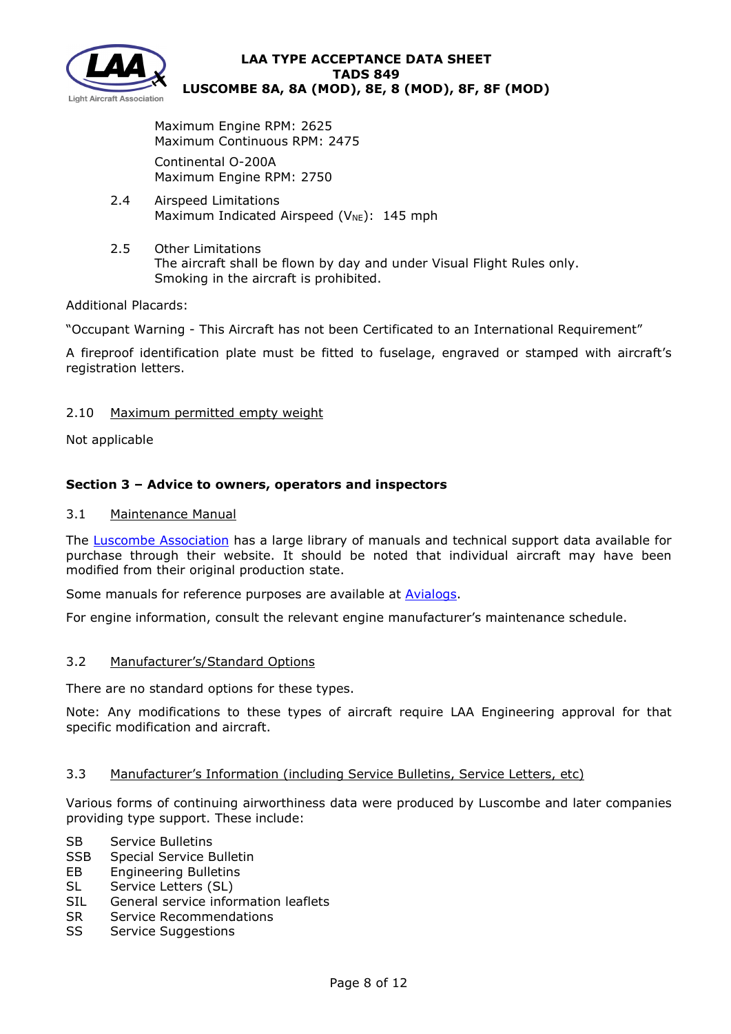Maximum Engine RPM: 2625
Maximum Continuous RPM: 2475

Continental O-200A
Maximum Engine RPM: 2750

2.4 Airspeed Limitations
Maximum Indicated Airspeed ($V_{NE}$): 145 mph

2.5 Other Limitations
The aircraft shall be flown by day and under Visual Flight Rules only.
Smoking in the aircraft is prohibited.

Additional Placards:

"Occupant Warning - This Aircraft has not been Certificated to an International Requirement"

A fireproof identification plate must be fitted to fuselage, engraved or stamped with aircraft's registration letters.

2.10 Maximum permitted empty weight

Not applicable

## Section 3 – Advice to owners, operators and inspectors

3.1 Maintenance Manual

The Luscombe Association has a large library of manuals and technical support data available for purchase through their website. It should be noted that individual aircraft may have been modified from their original production state.

Some manuals for reference purposes are available at Avialogs.

For engine information, consult the relevant engine manufacturer's maintenance schedule.

3.2 Manufacturer's/Standard Options

There are no standard options for these types.

Note: Any modifications to these types of aircraft require LAA Engineering approval for that specific modification and aircraft.

3.3 Manufacturer's Information (including Service Bulletins, Service Letters, etc)

Various forms of continuing airworthiness data were produced by Luscombe and later companies providing type support. These include:

- SB Service Bulletins
- SSB Special Service Bulletin
- EB Engineering Bulletins
- SL Service Letters (SL)
- SIL General service information leaflets
- SR Service Recommendations
- SS Service Suggestions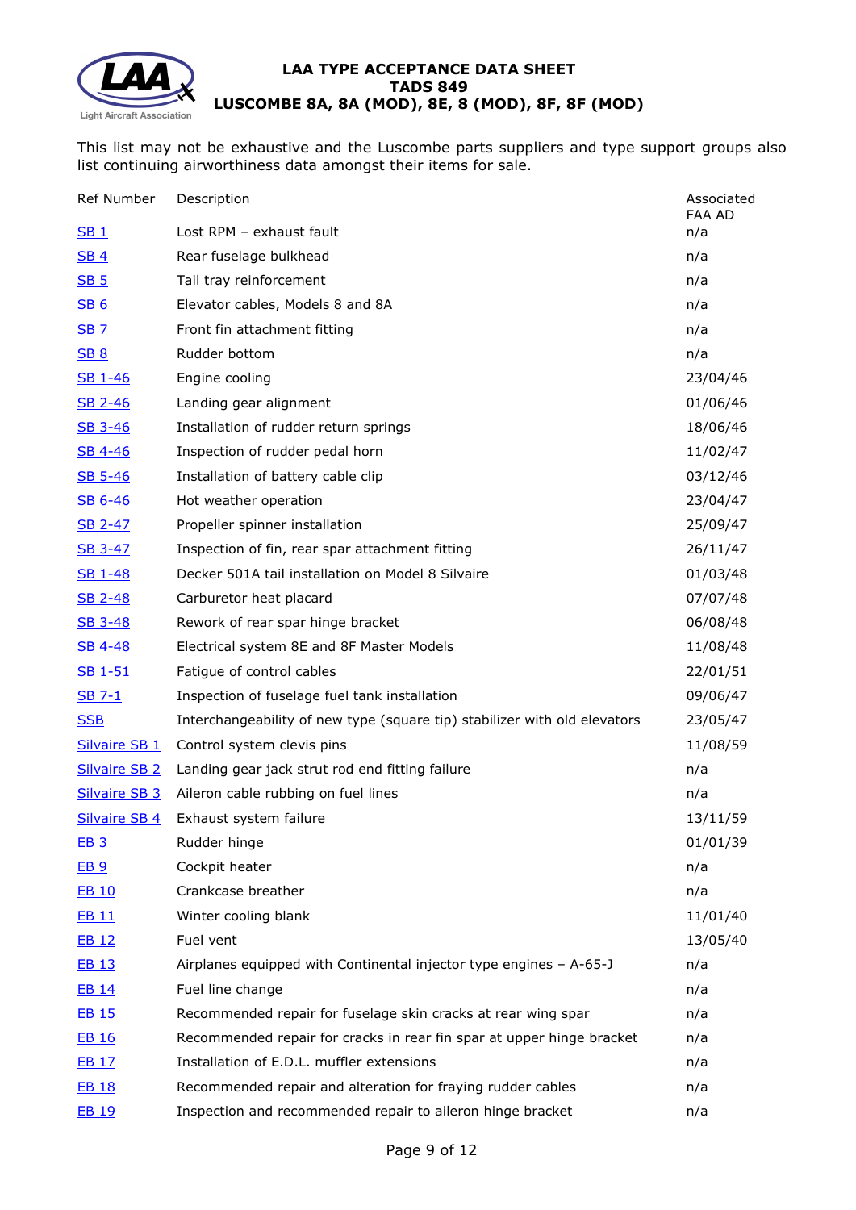This list may not be exhaustive and the Luscombe parts suppliers and type support groups also list continuing airworthiness data amongst their items for sale.

| Ref Number | Description | Associated FAA AD |
| --- | --- | --- |
| SB 1 | Lost RPM – exhaust fault | n/a |
| SB 4 | Rear fuselage bulkhead | n/a |
| SB 5 | Tail tray reinforcement | n/a |
| SB 6 | Elevator cables, Models 8 and 8A | n/a |
| SB 7 | Front fin attachment fitting | n/a |
| SB 8 | Rudder bottom | n/a |
| SB 1-46 | Engine cooling | 23/04/46 |
| SB 2-46 | Landing gear alignment | 01/06/46 |
| SB 3-46 | Installation of rudder return springs | 18/06/46 |
| SB 4-46 | Inspection of rudder pedal horn | 11/02/47 |
| SB 5-46 | Installation of battery cable clip | 03/12/46 |
| SB 6-46 | Hot weather operation | 23/04/47 |
| SB 2-47 | Propeller spinner installation | 25/09/47 |
| SB 3-47 | Inspection of fin, rear spar attachment fitting | 26/11/47 |
| SB 1-48 | Decker 501A tail installation on Model 8 Silvaire | 01/03/48 |
| SB 2-48 | Carburetor heat placard | 07/07/48 |
| SB 3-48 | Rework of rear spar hinge bracket | 06/08/48 |
| SB 4-48 | Electrical system 8E and 8F Master Models | 11/08/48 |
| SB 1-51 | Fatigue of control cables | 22/01/51 |
| SB 7-1 | Inspection of fuselage fuel tank installation | 09/06/47 |
| SSB | Interchangeability of new type (square tip) stabilizer with old elevators | 23/05/47 |
| Silvaire SB 1 | Control system clevis pins | 11/08/59 |
| Silvaire SB 2 | Landing gear jack strut rod end fitting failure | n/a |
| Silvaire SB 3 | Aileron cable rubbing on fuel lines | n/a |
| Silvaire SB 4 | Exhaust system failure | 13/11/59 |
| EB 3 | Rudder hinge | 01/01/39 |
| EB 9 | Cockpit heater | n/a |
| EB 10 | Crankcase breather | n/a |
| EB 11 | Winter cooling blank | 11/01/40 |
| EB 12 | Fuel vent | 13/05/40 |
| EB 13 | Airplanes equipped with Continental injector type engines – A-65-J | n/a |
| EB 14 | Fuel line change | n/a |
| EB 15 | Recommended repair for fuselage skin cracks at rear wing spar | n/a |
| EB 16 | Recommended repair for cracks in rear fin spar at upper hinge bracket | n/a |
| EB 17 | Installation of E.D.L. muffler extensions | n/a |
| EB 18 | Recommended repair and alteration for fraying rudder cables | n/a |
| EB 19 | Inspection and recommended repair to aileron hinge bracket | n/a |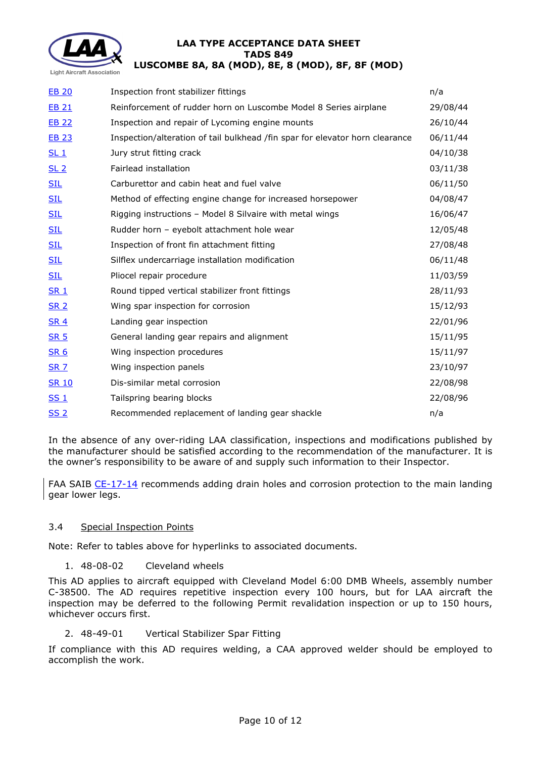| | | |
|---|---|---|
| EB 20 | Inspection front stabilizer fittings | n/a |
| EB 21 | Reinforcement of rudder horn on Luscombe Model 8 Series airplane | 29/08/44 |
| EB 22 | Inspection and repair of Lycoming engine mounts | 26/10/44 |
| EB 23 | Inspection/alteration of tail bulkhead /fin spar for elevator horn clearance | 06/11/44 |
| SL 1 | Jury strut fitting crack | 04/10/38 |
| SL 2 | Fairlead installation | 03/11/38 |
| SIL | Carburettor and cabin heat and fuel valve | 06/11/50 |
| SIL | Method of effecting engine change for increased horsepower | 04/08/47 |
| SIL | Rigging instructions – Model 8 Silvaire with metal wings | 16/06/47 |
| SIL | Rudder horn – eyebolt attachment hole wear | 12/05/48 |
| SIL | Inspection of front fin attachment fitting | 27/08/48 |
| SIL | Silflex undercarriage installation modification | 06/11/48 |
| SIL | Pliocel repair procedure | 11/03/59 |
| SR 1 | Round tipped vertical stabilizer front fittings | 28/11/93 |
| SR 2 | Wing spar inspection for corrosion | 15/12/93 |
| SR 4 | Landing gear inspection | 22/01/96 |
| SR 5 | General landing gear repairs and alignment | 15/11/95 |
| SR 6 | Wing inspection procedures | 15/11/97 |
| SR 7 | Wing inspection panels | 23/10/97 |
| SR 10 | Dis-similar metal corrosion | 22/08/98 |
| SS 1 | Tailspring bearing blocks | 22/08/96 |
| SS 2 | Recommended replacement of landing gear shackle | n/a |

In the absence of any over-riding LAA classification, inspections and modifications published by the manufacturer should be satisfied according to the recommendation of the manufacturer. It is the owner's responsibility to be aware of and supply such information to their Inspector.

FAA SAIB CE-17-14 recommends adding drain holes and corrosion protection to the main landing gear lower legs.

### 3.4 Special Inspection Points

Note: Refer to tables above for hyperlinks to associated documents.

1. 48-08-02 Cleveland wheels

This AD applies to aircraft equipped with Cleveland Model 6:00 DMB Wheels, assembly number C-38500. The AD requires repetitive inspection every 100 hours, but for LAA aircraft the inspection may be deferred to the following Permit revalidation inspection or up to 150 hours, whichever occurs first.

2. 48-49-01 Vertical Stabilizer Spar Fitting

If compliance with this AD requires welding, a CAA approved welder should be employed to accomplish the work.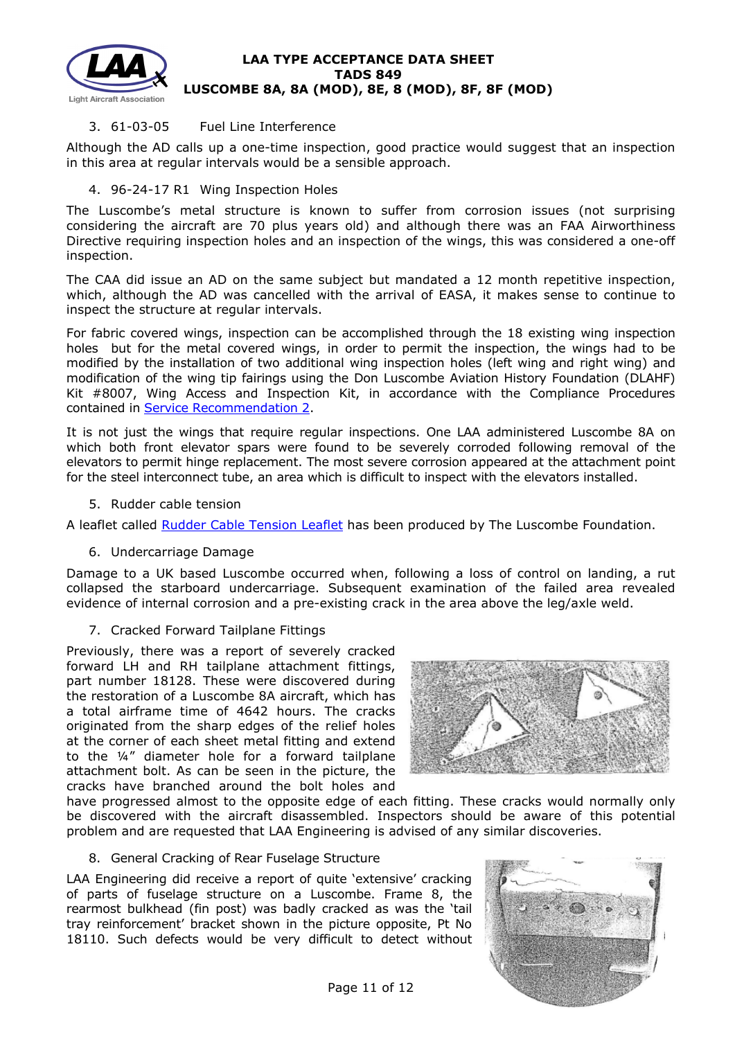3. 61-03-05 Fuel Line Interference

Although the AD calls up a one-time inspection, good practice would suggest that an inspection in this area at regular intervals would be a sensible approach.

4. 96-24-17 R1 Wing Inspection Holes

The Luscombe's metal structure is known to suffer from corrosion issues (not surprising considering the aircraft are 70 plus years old) and although there was an FAA Airworthiness Directive requiring inspection holes and an inspection of the wings, this was considered a one-off inspection.

The CAA did issue an AD on the same subject but mandated a 12 month repetitive inspection, which, although the AD was cancelled with the arrival of EASA, it makes sense to continue to inspect the structure at regular intervals.

For fabric covered wings, inspection can be accomplished through the 18 existing wing inspection holes but for the metal covered wings, in order to permit the inspection, the wings had to be modified by the installation of two additional wing inspection holes (left wing and right wing) and modification of the wing tip fairings using the Don Luscombe Aviation History Foundation (DLAHF) Kit #8007, Wing Access and Inspection Kit, in accordance with the Compliance Procedures contained in Service Recommendation 2.

It is not just the wings that require regular inspections. One LAA administered Luscombe 8A on which both front elevator spars were found to be severely corroded following removal of the elevators to permit hinge replacement. The most severe corrosion appeared at the attachment point for the steel interconnect tube, an area which is difficult to inspect with the elevators installed.

5. Rudder cable tension

A leaflet called Rudder Cable Tension Leaflet has been produced by The Luscombe Foundation.

6. Undercarriage Damage

Damage to a UK based Luscombe occurred when, following a loss of control on landing, a rut collapsed the starboard undercarriage. Subsequent examination of the failed area revealed evidence of internal corrosion and a pre-existing crack in the area above the leg/axle weld.

7. Cracked Forward Tailplane Fittings

Previously, there was a report of severely cracked forward LH and RH tailplane attachment fittings, part number 18128. These were discovered during the restoration of a Luscombe 8A aircraft, which has a total airframe time of 4642 hours. The cracks originated from the sharp edges of the relief holes at the corner of each sheet metal fitting and extend to the ¼" diameter hole for a forward tailplane attachment bolt. As can be seen in the picture, the cracks have branched around the bolt holes and have progressed almost to the opposite edge of each fitting. These cracks would normally only be discovered with the aircraft disassembled. Inspectors should be aware of this potential problem and are requested that LAA Engineering is advised of any similar discoveries.

8. General Cracking of Rear Fuselage Structure

LAA Engineering did receive a report of quite 'extensive' cracking of parts of fuselage structure on a Luscombe. Frame 8, the rearmost bulkhead (fin post) was badly cracked as was the 'tail tray reinforcement' bracket shown in the picture opposite, Pt No 18110. Such defects would be very difficult to detect without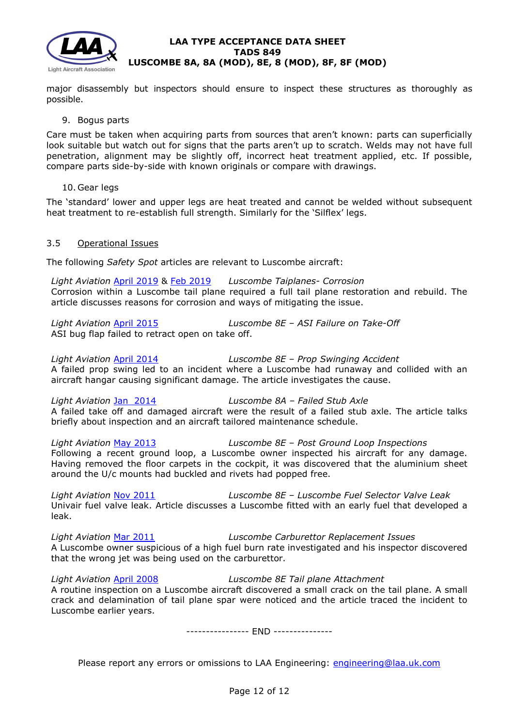major disassembly but inspectors should ensure to inspect these structures as thoroughly as possible.

9. Bogus parts

Care must be taken when acquiring parts from sources that aren't known: parts can superficially look suitable but watch out for signs that the parts aren't up to scratch. Welds may not have full penetration, alignment may be slightly off, incorrect heat treatment applied, etc. If possible, compare parts side-by-side with known originals or compare with drawings.

10. Gear legs

The 'standard' lower and upper legs are heat treated and cannot be welded without subsequent heat treatment to re-establish full strength. Similarly for the 'Silflex' legs.

### 3.5 Operational Issues

The following *Safety Spot* articles are relevant to Luscombe aircraft:

*Light Aviation* April 2019 & Feb 2019 *Luscombe Taiplanes- Corrosion*
Corrosion within a Luscombe tail plane required a full tail plane restoration and rebuild. The article discusses reasons for corrosion and ways of mitigating the issue.

*Light Aviation* April 2015 *Luscombe 8E – ASI Failure on Take-Off*
ASI bug flap failed to retract open on take off.

*Light Aviation* April 2014 *Luscombe 8E – Prop Swinging Accident*
A failed prop swing led to an incident where a Luscombe had runaway and collided with an aircraft hangar causing significant damage. The article investigates the cause.

*Light Aviation* Jan 2014 *Luscombe 8A – Failed Stub Axle*
A failed take off and damaged aircraft were the result of a failed stub axle. The article talks briefly about inspection and an aircraft tailored maintenance schedule.

*Light Aviation* May 2013 *Luscombe 8E – Post Ground Loop Inspections*
Following a recent ground loop, a Luscombe owner inspected his aircraft for any damage. Having removed the floor carpets in the cockpit, it was discovered that the aluminium sheet around the U/c mounts had buckled and rivets had popped free.

*Light Aviation* Nov 2011 *Luscombe 8E – Luscombe Fuel Selector Valve Leak*
Univair fuel valve leak. Article discusses a Luscombe fitted with an early fuel that developed a leak.

*Light Aviation* Mar 2011 *Luscombe Carburettor Replacement Issues*
A Luscombe owner suspicious of a high fuel burn rate investigated and his inspector discovered that the wrong jet was being used on the carburettor.

*Light Aviation* April 2008 *Luscombe 8E Tail plane Attachment*
A routine inspection on a Luscombe aircraft discovered a small crack on the tail plane. A small crack and delamination of tail plane spar were noticed and the article traced the incident to Luscombe earlier years.

---------------- END ---------------

Please report any errors or omissions to LAA Engineering: engineering@laa.uk.com